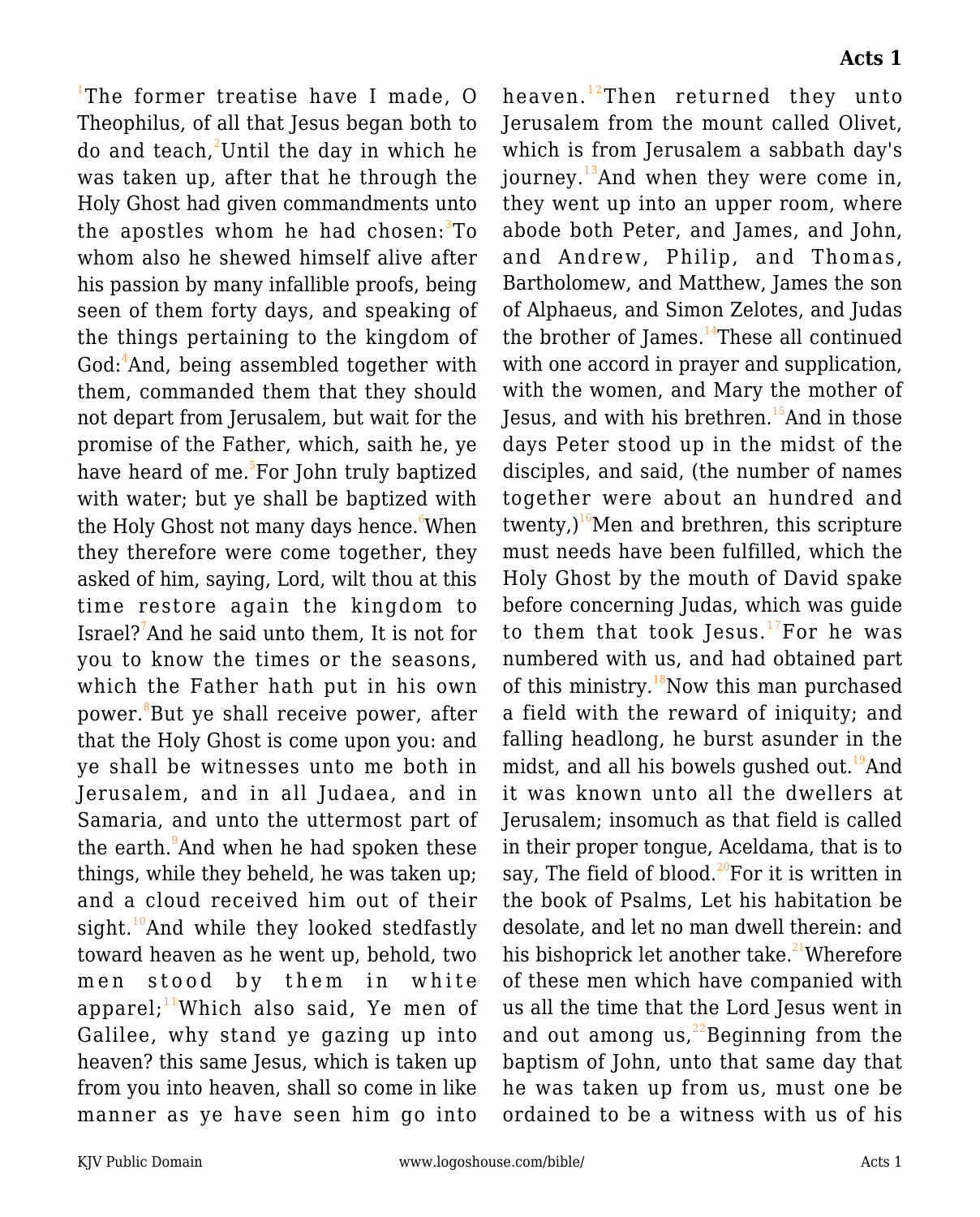# Acts 1

[1]The former treatise have I made, O Theophilus, of all that Jesus began both to do and teach,[2]Until the day in which he was taken up, after that he through the Holy Ghost had given commandments unto the apostles whom he had chosen:[3]To whom also he shewed himself alive after his passion by many infallible proofs, being seen of them forty days, and speaking of the things pertaining to the kingdom of God:[4]And, being assembled together with them, commanded them that they should not depart from Jerusalem, but wait for the promise of the Father, which, saith he, ye have heard of me.[5]For John truly baptized with water; but ye shall be baptized with the Holy Ghost not many days hence.[6]When they therefore were come together, they asked of him, saying, Lord, wilt thou at this time restore again the kingdom to Israel?[7]And he said unto them, It is not for you to know the times or the seasons, which the Father hath put in his own power.[8]But ye shall receive power, after that the Holy Ghost is come upon you: and ye shall be witnesses unto me both in Jerusalem, and in all Judaea, and in Samaria, and unto the uttermost part of the earth.[9]And when he had spoken these things, while they beheld, he was taken up; and a cloud received him out of their sight.[10]And while they looked stedfastly toward heaven as he went up, behold, two men stood by them in white apparel;[11]Which also said, Ye men of Galilee, why stand ye gazing up into heaven? this same Jesus, which is taken up from you into heaven, shall so come in like manner as ye have seen him go into heaven.[12]Then returned they unto Jerusalem from the mount called Olivet, which is from Jerusalem a sabbath day's journey.[13]And when they were come in, they went up into an upper room, where abode both Peter, and James, and John, and Andrew, Philip, and Thomas, Bartholomew, and Matthew, James the son of Alphaeus, and Simon Zelotes, and Judas the brother of James.[14]These all continued with one accord in prayer and supplication, with the women, and Mary the mother of Jesus, and with his brethren.[15]And in those days Peter stood up in the midst of the disciples, and said, (the number of names together were about an hundred and twenty,)[16]Men and brethren, this scripture must needs have been fulfilled, which the Holy Ghost by the mouth of David spake before concerning Judas, which was guide to them that took Jesus.[17]For he was numbered with us, and had obtained part of this ministry.[18]Now this man purchased a field with the reward of iniquity; and falling headlong, he burst asunder in the midst, and all his bowels gushed out.[19]And it was known unto all the dwellers at Jerusalem; insomuch as that field is called in their proper tongue, Aceldama, that is to say, The field of blood.[20]For it is written in the book of Psalms, Let his habitation be desolate, and let no man dwell therein: and his bishoprick let another take.[21]Wherefore of these men which have companied with us all the time that the Lord Jesus went in and out among us,[22]Beginning from the baptism of John, unto that same day that he was taken up from us, must one be ordained to be a witness with us of his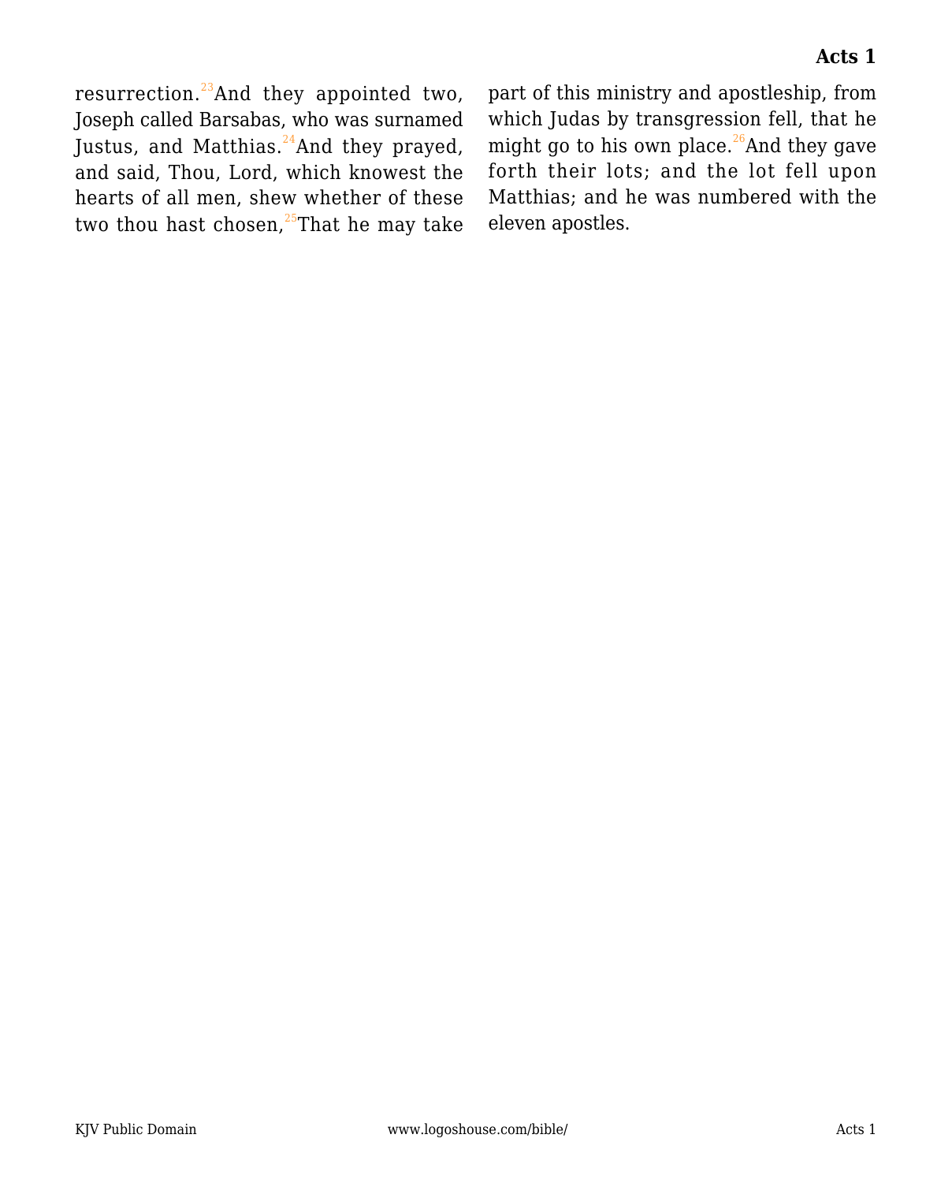resurrection.[23]And they appointed two, Joseph called Barsabas, who was surnamed Justus, and Matthias.[24]And they prayed, and said, Thou, Lord, which knowest the hearts of all men, shew whether of these two thou hast chosen,[25]That he may take part of this ministry and apostleship, from which Judas by transgression fell, that he might go to his own place.[26]And they gave forth their lots; and the lot fell upon Matthias; and he was numbered with the eleven apostles.